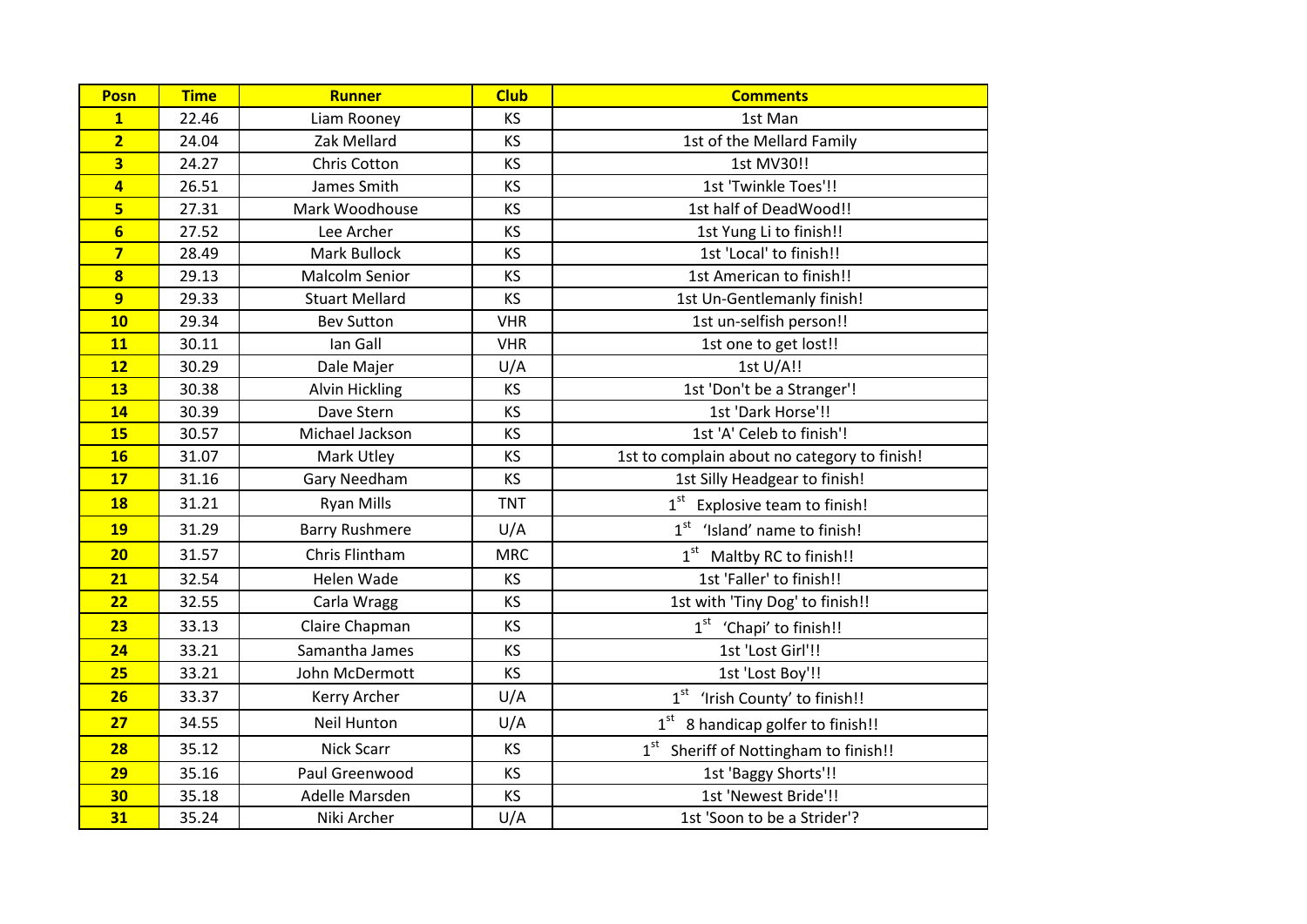| Posn | Time | Runner | Club | Comments |
|---|---|---|---|---|
| **1** | 22.46 | Liam Rooney | KS | 1st Man |
| **2** | 24.04 | Zak Mellard | KS | 1st of the Mellard Family |
| **3** | 24.27 | Chris Cotton | KS | 1st MV30!! |
| **4** | 26.51 | James Smith | KS | 1st 'Twinkle Toes'!! |
| **5** | 27.31 | Mark Woodhouse | KS | 1st half of DeadWood!! |
| **6** | 27.52 | Lee Archer | KS | 1st Yung Li to finish!! |
| **7** | 28.49 | Mark Bullock | KS | 1st 'Local' to finish!! |
| **8** | 29.13 | Malcolm Senior | KS | 1st American to finish!! |
| **9** | 29.33 | Stuart Mellard | KS | 1st Un-Gentlemanly finish! |
| **10** | 29.34 | Bev Sutton | VHR | 1st un-selfish person!! |
| **11** | 30.11 | Ian Gall | VHR | 1st one to get lost!! |
| **12** | 30.29 | Dale Majer | U/A | 1st U/A!! |
| **13** | 30.38 | Alvin Hickling | KS | 1st 'Don't be a Stranger'! |
| **14** | 30.39 | Dave Stern | KS | 1st 'Dark Horse'!! |
| **15** | 30.57 | Michael Jackson | KS | 1st 'A' Celeb to finish'! |
| **16** | 31.07 | Mark Utley | KS | 1st to complain about no category to finish! |
| **17** | 31.16 | Gary Needham | KS | 1st Silly Headgear to finish! |
| **18** | 31.21 | Ryan Mills | TNT | 1st Explosive team to finish! |
| **19** | 31.29 | Barry Rushmere | U/A | 1st 'Island' name to finish! |
| **20** | 31.57 | Chris Flintham | MRC | 1st Maltby RC to finish!! |
| **21** | 32.54 | Helen Wade | KS | 1st 'Faller' to finish!! |
| **22** | 32.55 | Carla Wragg | KS | 1st with 'Tiny Dog' to finish!! |
| **23** | 33.13 | Claire Chapman | KS | 1st 'Chapi' to finish!! |
| **24** | 33.21 | Samantha James | KS | 1st 'Lost Girl'!! |
| **25** | 33.21 | John McDermott | KS | 1st 'Lost Boy'!! |
| **26** | 33.37 | Kerry Archer | U/A | 1st 'Irish County' to finish!! |
| **27** | 34.55 | Neil Hunton | U/A | 1st 8 handicap golfer to finish!! |
| **28** | 35.12 | Nick Scarr | KS | 1st Sheriff of Nottingham to finish!! |
| **29** | 35.16 | Paul Greenwood | KS | 1st 'Baggy Shorts'!! |
| **30** | 35.18 | Adelle Marsden | KS | 1st 'Newest Bride'!! |
| **31** | 35.24 | Niki Archer | U/A | 1st 'Soon to be a Strider'? |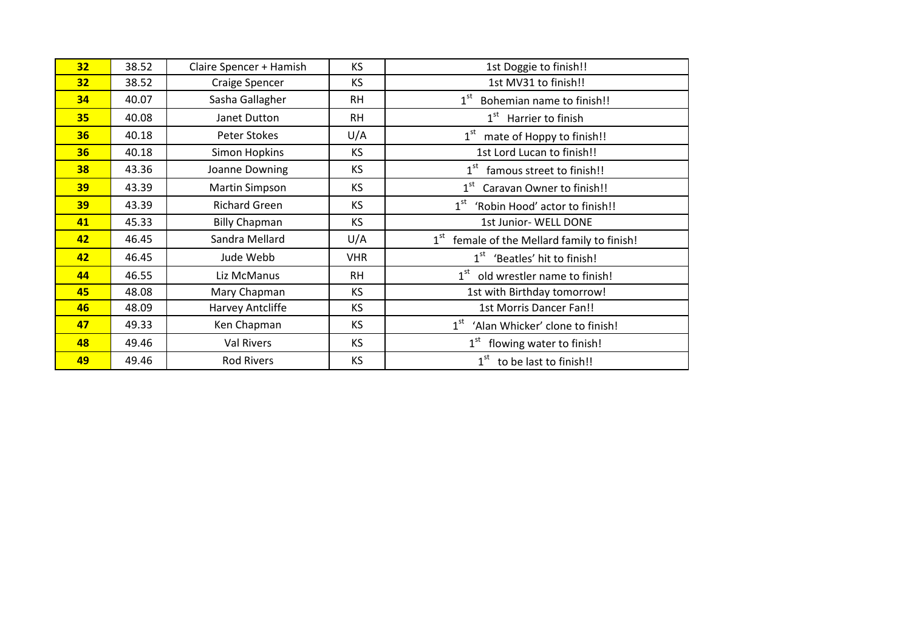| | | | | |
|---|---|---|---|---|
| **32** | 38.52 | Claire Spencer + Hamish | KS | 1st Doggie to finish!! |
| **32** | 38.52 | Craige Spencer | KS | 1st MV31 to finish!! |
| **34** | 40.07 | Sasha Gallagher | RH | 1st Bohemian name to finish!! |
| **35** | 40.08 | Janet Dutton | RH | 1st Harrier to finish |
| **36** | 40.18 | Peter Stokes | U/A | 1st mate of Hoppy to finish!! |
| **36** | 40.18 | Simon Hopkins | KS | 1st Lord Lucan to finish!! |
| **38** | 43.36 | Joanne Downing | KS | 1st famous street to finish!! |
| **39** | 43.39 | Martin Simpson | KS | 1st Caravan Owner to finish!! |
| **39** | 43.39 | Richard Green | KS | 1st 'Robin Hood' actor to finish!! |
| **41** | 45.33 | Billy Chapman | KS | 1st Junior- WELL DONE |
| **42** | 46.45 | Sandra Mellard | U/A | 1st female of the Mellard family to finish! |
| **42** | 46.45 | Jude Webb | VHR | 1st 'Beatles' hit to finish! |
| **44** | 46.55 | Liz McManus | RH | 1st old wrestler name to finish! |
| **45** | 48.08 | Mary Chapman | KS | 1st with Birthday tomorrow! |
| **46** | 48.09 | Harvey Antcliffe | KS | 1st Morris Dancer Fan!! |
| **47** | 49.33 | Ken Chapman | KS | 1st 'Alan Whicker' clone to finish! |
| **48** | 49.46 | Val Rivers | KS | 1st flowing water to finish! |
| **49** | 49.46 | Rod Rivers | KS | 1st to be last to finish!! |